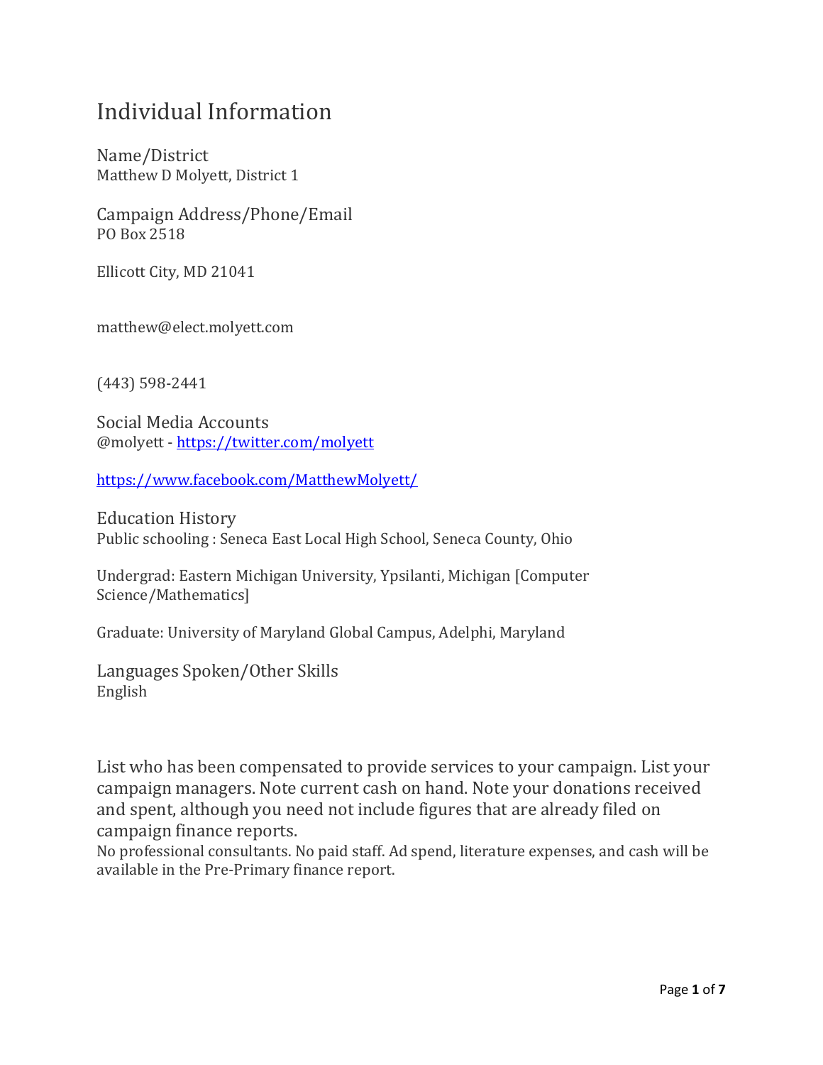# Individual Information

## Name/District

Matthew D Molyett, District 1

## Campaign Address/Phone/Email

PO Box 2518

Ellicott City, MD 21041

matthew@elect.molyett.com

(443) 598-2441

## Social Media Accounts

@molyett - https://twitter.com/molyett

https://www.facebook.com/MatthewMolyett/

## Education History

Public schooling : Seneca East Local High School, Seneca County, Ohio

Undergrad: Eastern Michigan University, Ypsilanti, Michigan [Computer Science/Mathematics]

Graduate: University of Maryland Global Campus, Adelphi, Maryland

## Languages Spoken/Other Skills

English

## List who has been compensated to provide services to your campaign. List your campaign managers. Note current cash on hand. Note your donations received and spent, although you need not include figures that are already filed on campaign finance reports.

No professional consultants. No paid staff. Ad spend, literature expenses, and cash will be available in the Pre-Primary finance report.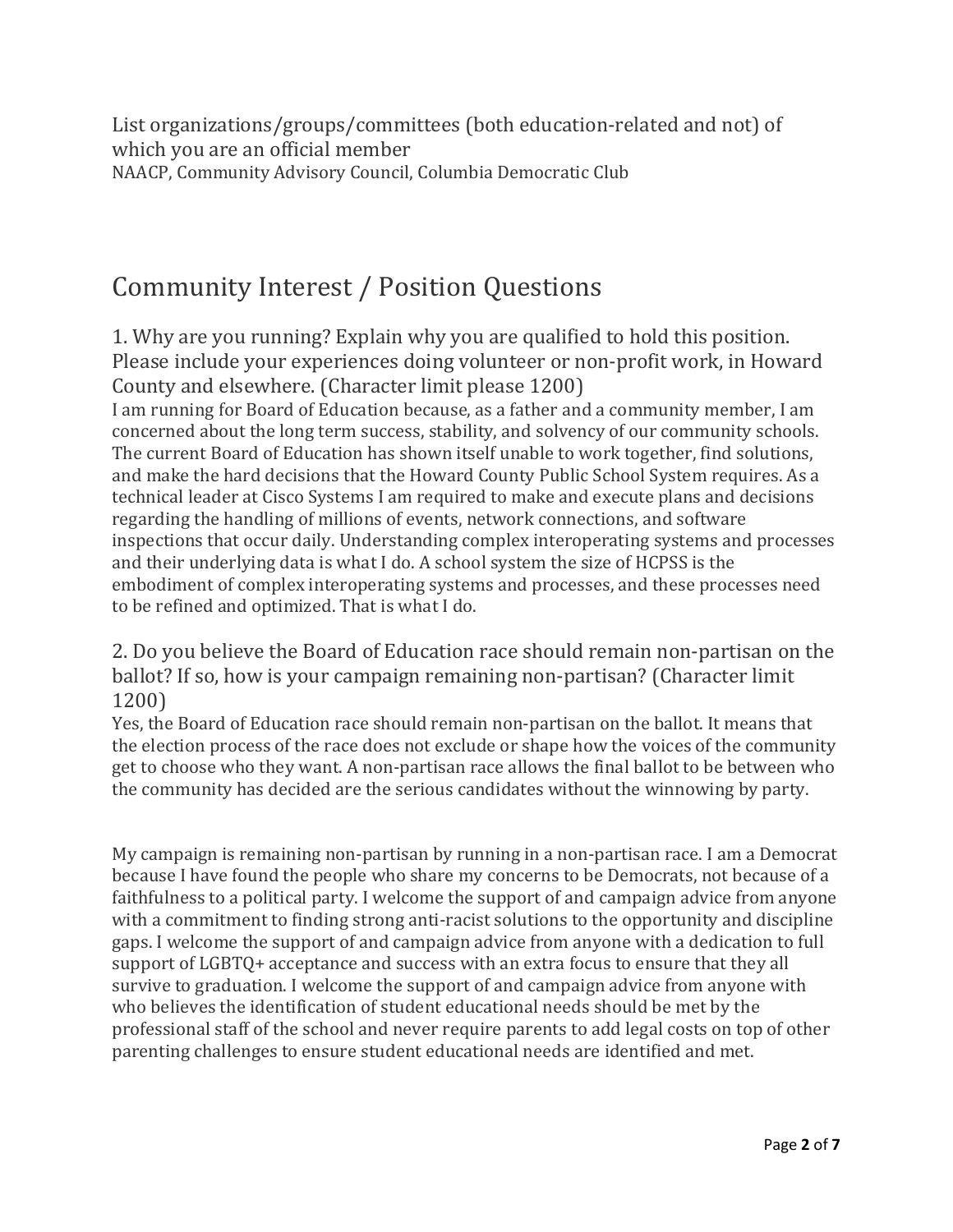List organizations/groups/committees (both education-related and not) of which you are an official member

NAACP, Community Advisory Council, Columbia Democratic Club

## Community Interest / Position Questions

### 1. Why are you running? Explain why you are qualified to hold this position. Please include your experiences doing volunteer or non-profit work, in Howard County and elsewhere. (Character limit please 1200)

I am running for Board of Education because, as a father and a community member, I am concerned about the long term success, stability, and solvency of our community schools. The current Board of Education has shown itself unable to work together, find solutions, and make the hard decisions that the Howard County Public School System requires. As a technical leader at Cisco Systems I am required to make and execute plans and decisions regarding the handling of millions of events, network connections, and software inspections that occur daily. Understanding complex interoperating systems and processes and their underlying data is what I do. A school system the size of HCPSS is the embodiment of complex interoperating systems and processes, and these processes need to be refined and optimized. That is what I do.

### 2. Do you believe the Board of Education race should remain non-partisan on the ballot? If so, how is your campaign remaining non-partisan? (Character limit 1200)

Yes, the Board of Education race should remain non-partisan on the ballot. It means that the election process of the race does not exclude or shape how the voices of the community get to choose who they want. A non-partisan race allows the final ballot to be between who the community has decided are the serious candidates without the winnowing by party.

My campaign is remaining non-partisan by running in a non-partisan race. I am a Democrat because I have found the people who share my concerns to be Democrats, not because of a faithfulness to a political party. I welcome the support of and campaign advice from anyone with a commitment to finding strong anti-racist solutions to the opportunity and discipline gaps. I welcome the support of and campaign advice from anyone with a dedication to full support of LGBTQ+ acceptance and success with an extra focus to ensure that they all survive to graduation. I welcome the support of and campaign advice from anyone with who believes the identification of student educational needs should be met by the professional staff of the school and never require parents to add legal costs on top of other parenting challenges to ensure student educational needs are identified and met.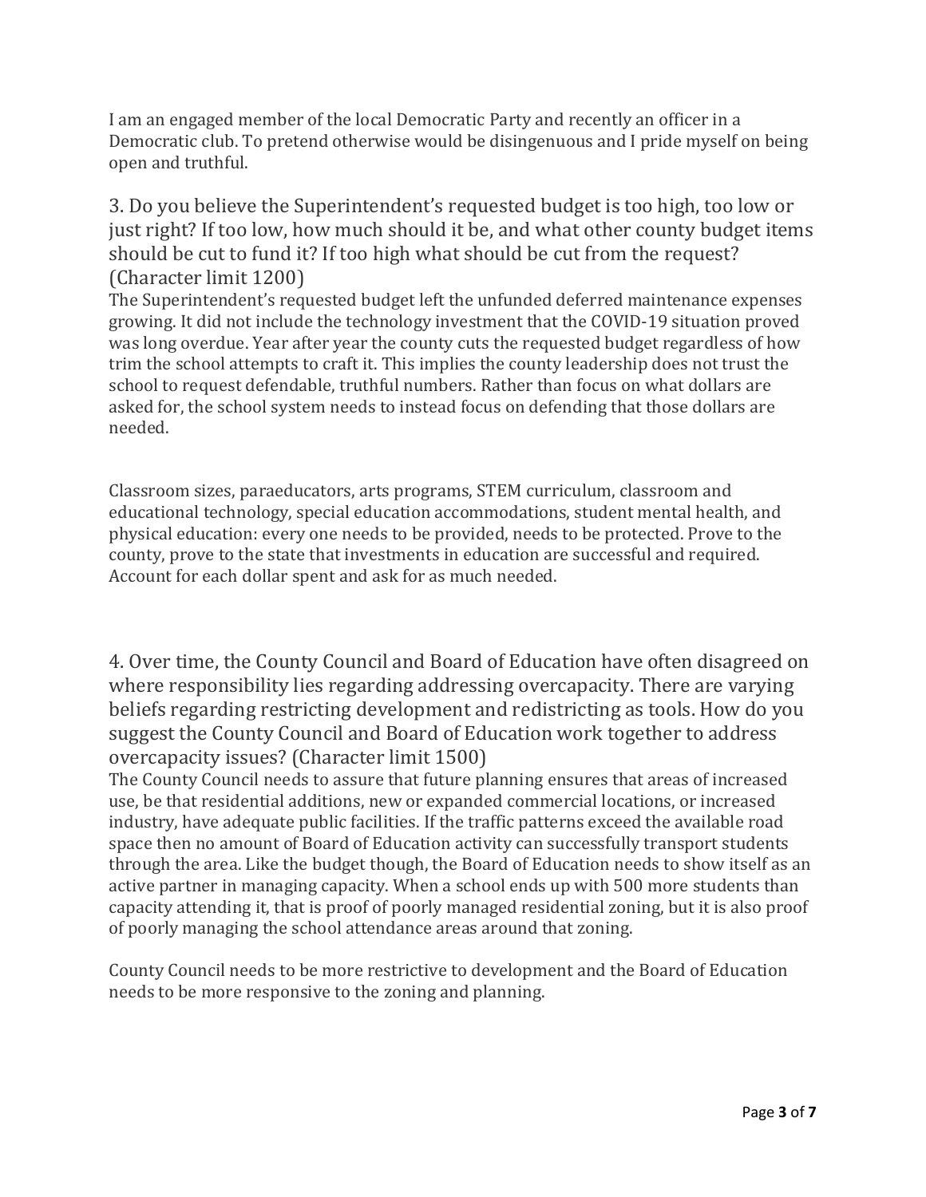I am an engaged member of the local Democratic Party and recently an officer in a Democratic club. To pretend otherwise would be disingenuous and I pride myself on being open and truthful.

### 3. Do you believe the Superintendent's requested budget is too high, too low or just right? If too low, how much should it be, and what other county budget items should be cut to fund it? If too high what should be cut from the request? (Character limit 1200)

The Superintendent's requested budget left the unfunded deferred maintenance expenses growing. It did not include the technology investment that the COVID-19 situation proved was long overdue. Year after year the county cuts the requested budget regardless of how trim the school attempts to craft it. This implies the county leadership does not trust the school to request defendable, truthful numbers. Rather than focus on what dollars are asked for, the school system needs to instead focus on defending that those dollars are needed.

Classroom sizes, paraeducators, arts programs, STEM curriculum, classroom and educational technology, special education accommodations, student mental health, and physical education: every one needs to be provided, needs to be protected. Prove to the county, prove to the state that investments in education are successful and required. Account for each dollar spent and ask for as much needed.

### 4. Over time, the County Council and Board of Education have often disagreed on where responsibility lies regarding addressing overcapacity. There are varying beliefs regarding restricting development and redistricting as tools. How do you suggest the County Council and Board of Education work together to address overcapacity issues? (Character limit 1500)

The County Council needs to assure that future planning ensures that areas of increased use, be that residential additions, new or expanded commercial locations, or increased industry, have adequate public facilities. If the traffic patterns exceed the available road space then no amount of Board of Education activity can successfully transport students through the area. Like the budget though, the Board of Education needs to show itself as an active partner in managing capacity. When a school ends up with 500 more students than capacity attending it, that is proof of poorly managed residential zoning, but it is also proof of poorly managing the school attendance areas around that zoning.

County Council needs to be more restrictive to development and the Board of Education needs to be more responsive to the zoning and planning.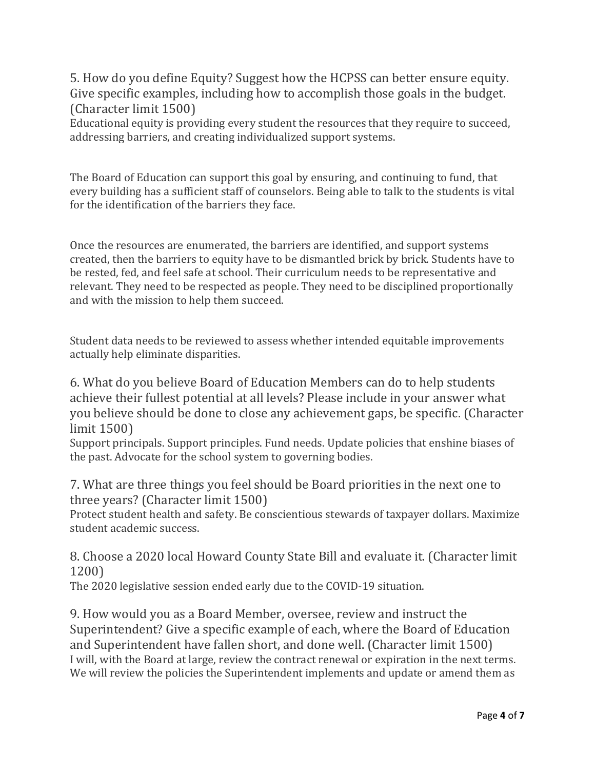5. How do you define Equity? Suggest how the HCPSS can better ensure equity. Give specific examples, including how to accomplish those goals in the budget. (Character limit 1500)

Educational equity is providing every student the resources that they require to succeed, addressing barriers, and creating individualized support systems.

The Board of Education can support this goal by ensuring, and continuing to fund, that every building has a sufficient staff of counselors. Being able to talk to the students is vital for the identification of the barriers they face.

Once the resources are enumerated, the barriers are identified, and support systems created, then the barriers to equity have to be dismantled brick by brick. Students have to be rested, fed, and feel safe at school. Their curriculum needs to be representative and relevant. They need to be respected as people. They need to be disciplined proportionally and with the mission to help them succeed.

Student data needs to be reviewed to assess whether intended equitable improvements actually help eliminate disparities.

6. What do you believe Board of Education Members can do to help students achieve their fullest potential at all levels? Please include in your answer what you believe should be done to close any achievement gaps, be specific. (Character limit 1500)

Support principals. Support principles. Fund needs. Update policies that enshine biases of the past. Advocate for the school system to governing bodies.

7. What are three things you feel should be Board priorities in the next one to three years? (Character limit 1500)

Protect student health and safety. Be conscientious stewards of taxpayer dollars. Maximize student academic success.

8. Choose a 2020 local Howard County State Bill and evaluate it. (Character limit 1200)

The 2020 legislative session ended early due to the COVID-19 situation.

9. How would you as a Board Member, oversee, review and instruct the Superintendent? Give a specific example of each, where the Board of Education and Superintendent have fallen short, and done well. (Character limit 1500)

I will, with the Board at large, review the contract renewal or expiration in the next terms. We will review the policies the Superintendent implements and update or amend them as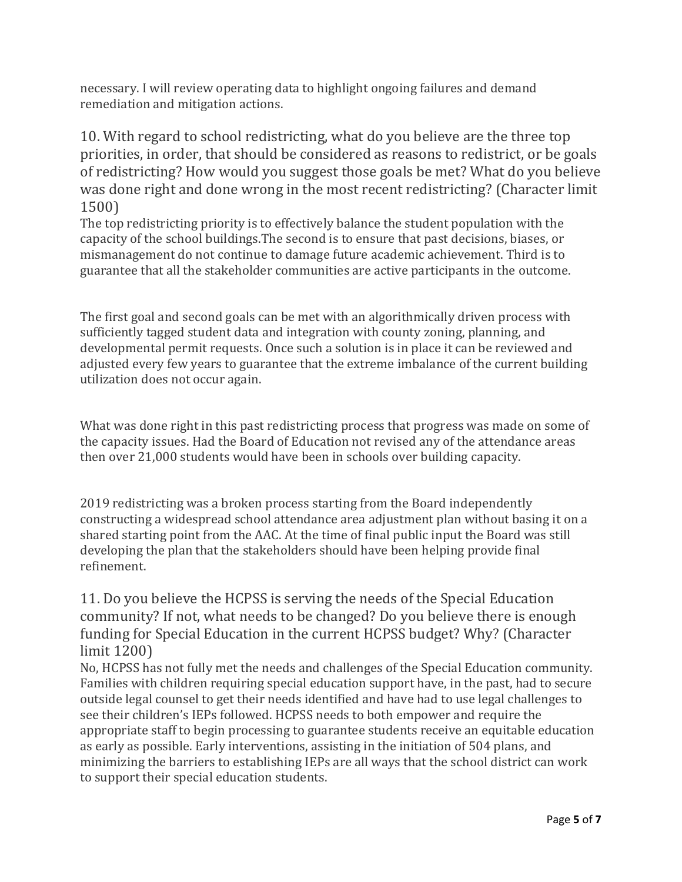necessary. I will review operating data to highlight ongoing failures and demand remediation and mitigation actions.

## 10. With regard to school redistricting, what do you believe are the three top priorities, in order, that should be considered as reasons to redistrict, or be goals of redistricting? How would you suggest those goals be met? What do you believe was done right and done wrong in the most recent redistricting? (Character limit 1500)

The top redistricting priority is to effectively balance the student population with the capacity of the school buildings.The second is to ensure that past decisions, biases, or mismanagement do not continue to damage future academic achievement. Third is to guarantee that all the stakeholder communities are active participants in the outcome.

The first goal and second goals can be met with an algorithmically driven process with sufficiently tagged student data and integration with county zoning, planning, and developmental permit requests. Once such a solution is in place it can be reviewed and adjusted every few years to guarantee that the extreme imbalance of the current building utilization does not occur again.

What was done right in this past redistricting process that progress was made on some of the capacity issues. Had the Board of Education not revised any of the attendance areas then over 21,000 students would have been in schools over building capacity.

2019 redistricting was a broken process starting from the Board independently constructing a widespread school attendance area adjustment plan without basing it on a shared starting point from the AAC. At the time of final public input the Board was still developing the plan that the stakeholders should have been helping provide final refinement.

## 11. Do you believe the HCPSS is serving the needs of the Special Education community? If not, what needs to be changed? Do you believe there is enough funding for Special Education in the current HCPSS budget? Why? (Character limit 1200)

No, HCPSS has not fully met the needs and challenges of the Special Education community. Families with children requiring special education support have, in the past, had to secure outside legal counsel to get their needs identified and have had to use legal challenges to see their children's IEPs followed. HCPSS needs to both empower and require the appropriate staff to begin processing to guarantee students receive an equitable education as early as possible. Early interventions, assisting in the initiation of 504 plans, and minimizing the barriers to establishing IEPs are all ways that the school district can work to support their special education students.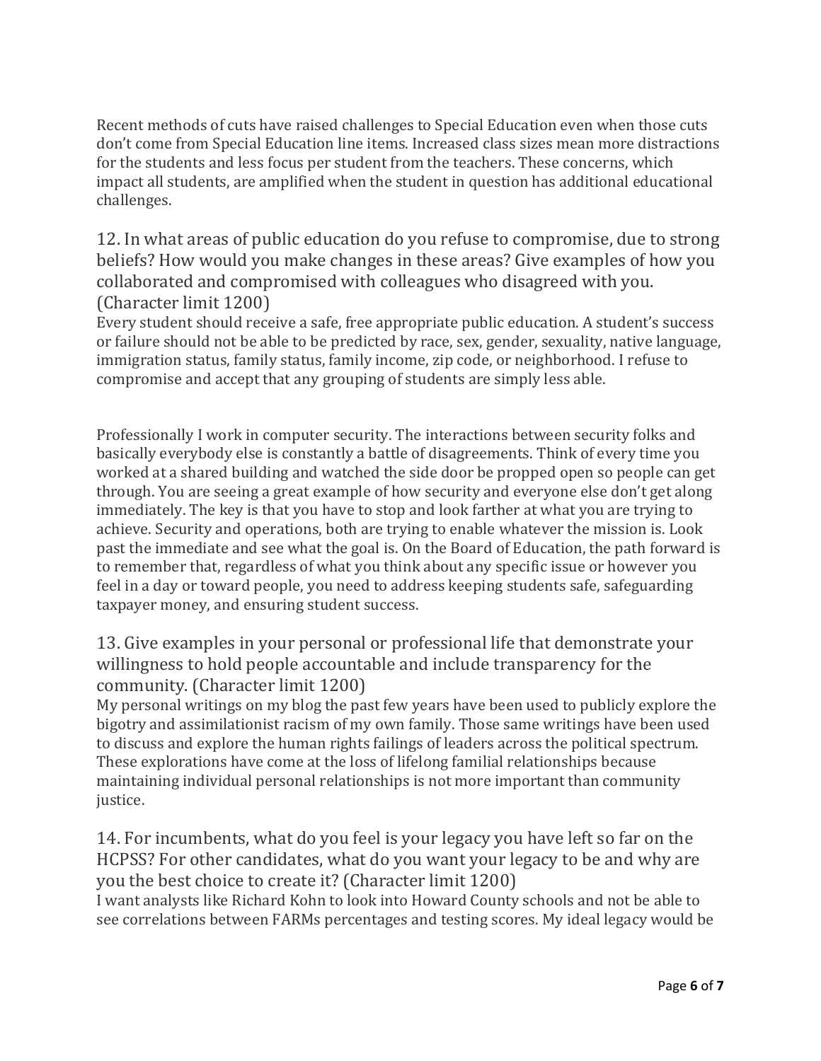Recent methods of cuts have raised challenges to Special Education even when those cuts don't come from Special Education line items. Increased class sizes mean more distractions for the students and less focus per student from the teachers. These concerns, which impact all students, are amplified when the student in question has additional educational challenges.

## 12. In what areas of public education do you refuse to compromise, due to strong beliefs? How would you make changes in these areas? Give examples of how you collaborated and compromised with colleagues who disagreed with you. (Character limit 1200)

Every student should receive a safe, free appropriate public education. A student's success or failure should not be able to be predicted by race, sex, gender, sexuality, native language, immigration status, family status, family income, zip code, or neighborhood. I refuse to compromise and accept that any grouping of students are simply less able.

Professionally I work in computer security. The interactions between security folks and basically everybody else is constantly a battle of disagreements. Think of every time you worked at a shared building and watched the side door be propped open so people can get through. You are seeing a great example of how security and everyone else don't get along immediately. The key is that you have to stop and look farther at what you are trying to achieve. Security and operations, both are trying to enable whatever the mission is. Look past the immediate and see what the goal is. On the Board of Education, the path forward is to remember that, regardless of what you think about any specific issue or however you feel in a day or toward people, you need to address keeping students safe, safeguarding taxpayer money, and ensuring student success.

## 13. Give examples in your personal or professional life that demonstrate your willingness to hold people accountable and include transparency for the community. (Character limit 1200)

My personal writings on my blog the past few years have been used to publicly explore the bigotry and assimilationist racism of my own family. Those same writings have been used to discuss and explore the human rights failings of leaders across the political spectrum. These explorations have come at the loss of lifelong familial relationships because maintaining individual personal relationships is not more important than community justice.

## 14. For incumbents, what do you feel is your legacy you have left so far on the HCPSS? For other candidates, what do you want your legacy to be and why are you the best choice to create it? (Character limit 1200)

I want analysts like Richard Kohn to look into Howard County schools and not be able to see correlations between FARMs percentages and testing scores. My ideal legacy would be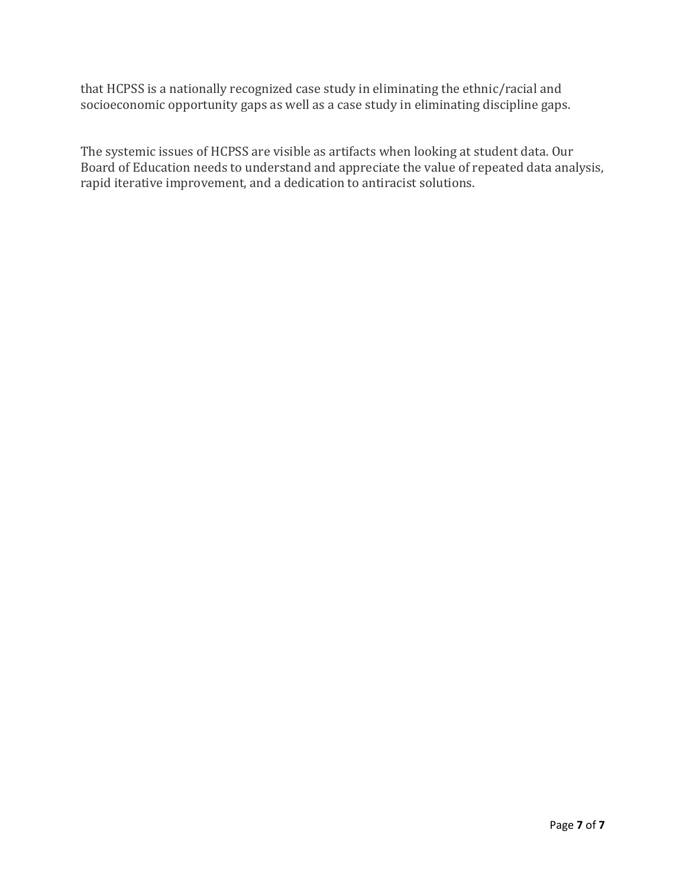that HCPSS is a nationally recognized case study in eliminating the ethnic/racial and socioeconomic opportunity gaps as well as a case study in eliminating discipline gaps.

The systemic issues of HCPSS are visible as artifacts when looking at student data. Our Board of Education needs to understand and appreciate the value of repeated data analysis, rapid iterative improvement, and a dedication to antiracist solutions.